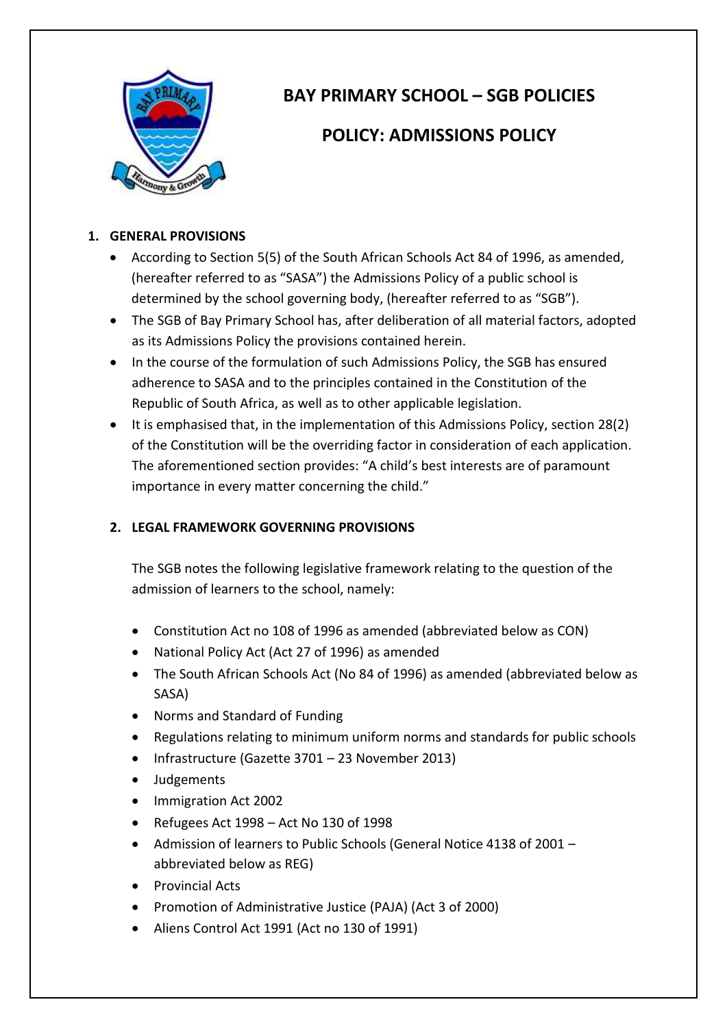# BAY PRIMARY SCHOOL – SGB POLICIES

# POLICY: ADMISSIONS POLICY

## 1. GENERAL PROVISIONS

- According to Section 5(5) of the South African Schools Act 84 of 1996, as amended, (hereafter referred to as "SASA") the Admissions Policy of a public school is determined by the school governing body, (hereafter referred to as "SGB").
- The SGB of Bay Primary School has, after deliberation of all material factors, adopted as its Admissions Policy the provisions contained herein.
- In the course of the formulation of such Admissions Policy, the SGB has ensured adherence to SASA and to the principles contained in the Constitution of the Republic of South Africa, as well as to other applicable legislation.
- It is emphasised that, in the implementation of this Admissions Policy, section 28(2) of the Constitution will be the overriding factor in consideration of each application. The aforementioned section provides: "A child's best interests are of paramount importance in every matter concerning the child."

## 2. LEGAL FRAMEWORK GOVERNING PROVISIONS

The SGB notes the following legislative framework relating to the question of the admission of learners to the school, namely:

- Constitution Act no 108 of 1996 as amended (abbreviated below as CON)
- National Policy Act (Act 27 of 1996) as amended
- The South African Schools Act (No 84 of 1996) as amended (abbreviated below as SASA)
- Norms and Standard of Funding
- Regulations relating to minimum uniform norms and standards for public schools
- Infrastructure (Gazette 3701 – 23 November 2013)
- Judgements
- Immigration Act 2002
- Refugees Act 1998 – Act No 130 of 1998
- Admission of learners to Public Schools (General Notice 4138 of 2001 – abbreviated below as REG)
- Provincial Acts
- Promotion of Administrative Justice (PAJA) (Act 3 of 2000)
- Aliens Control Act 1991 (Act no 130 of 1991)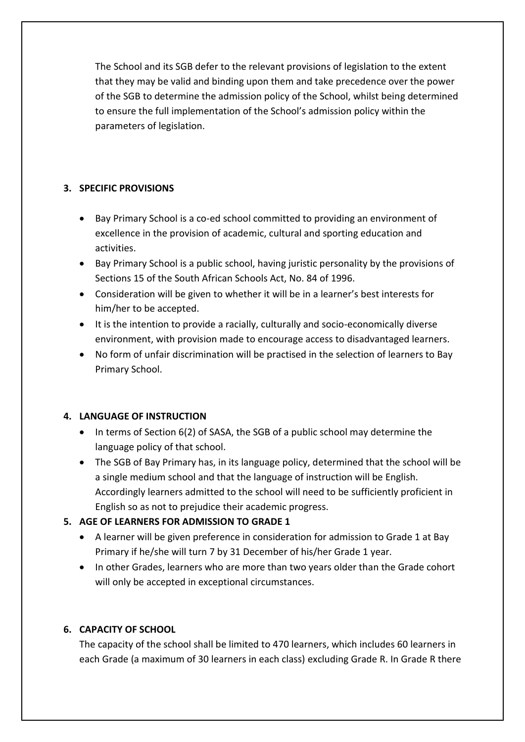The School and its SGB defer to the relevant provisions of legislation to the extent that they may be valid and binding upon them and take precedence over the power of the SGB to determine the admission policy of the School, whilst being determined to ensure the full implementation of the School's admission policy within the parameters of legislation.

## 3. SPECIFIC PROVISIONS

- Bay Primary School is a co-ed school committed to providing an environment of excellence in the provision of academic, cultural and sporting education and activities.
- Bay Primary School is a public school, having juristic personality by the provisions of Sections 15 of the South African Schools Act, No. 84 of 1996.
- Consideration will be given to whether it will be in a learner's best interests for him/her to be accepted.
- It is the intention to provide a racially, culturally and socio-economically diverse environment, with provision made to encourage access to disadvantaged learners.
- No form of unfair discrimination will be practised in the selection of learners to Bay Primary School.

## 4. LANGUAGE OF INSTRUCTION

- In terms of Section 6(2) of SASA, the SGB of a public school may determine the language policy of that school.
- The SGB of Bay Primary has, in its language policy, determined that the school will be a single medium school and that the language of instruction will be English. Accordingly learners admitted to the school will need to be sufficiently proficient in English so as not to prejudice their academic progress.

## 5. AGE OF LEARNERS FOR ADMISSION TO GRADE 1

- A learner will be given preference in consideration for admission to Grade 1 at Bay Primary if he/she will turn 7 by 31 December of his/her Grade 1 year.
- In other Grades, learners who are more than two years older than the Grade cohort will only be accepted in exceptional circumstances.

## 6. CAPACITY OF SCHOOL

The capacity of the school shall be limited to 470 learners, which includes 60 learners in each Grade (a maximum of 30 learners in each class) excluding Grade R. In Grade R there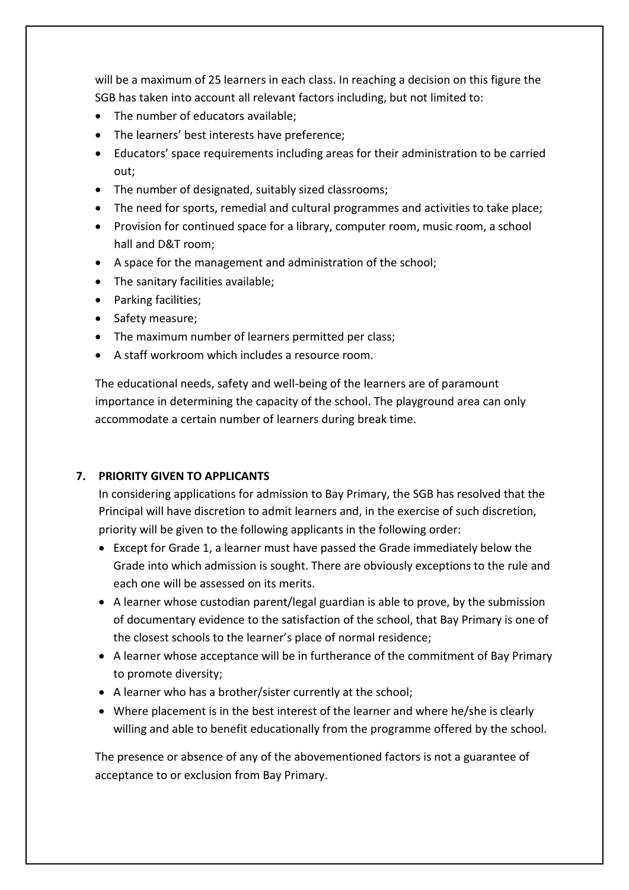will be a maximum of 25 learners in each class. In reaching a decision on this figure the SGB has taken into account all relevant factors including, but not limited to:

- The number of educators available;
- The learners' best interests have preference;
- Educators' space requirements including areas for their administration to be carried out;
- The number of designated, suitably sized classrooms;
- The need for sports, remedial and cultural programmes and activities to take place;
- Provision for continued space for a library, computer room, music room, a school hall and D&T room;
- A space for the management and administration of the school;
- The sanitary facilities available;
- Parking facilities;
- Safety measure;
- The maximum number of learners permitted per class;
- A staff workroom which includes a resource room.

The educational needs, safety and well-being of the learners are of paramount importance in determining the capacity of the school. The playground area can only accommodate a certain number of learners during break time.

## 7. PRIORITY GIVEN TO APPLICANTS

In considering applications for admission to Bay Primary, the SGB has resolved that the Principal will have discretion to admit learners and, in the exercise of such discretion, priority will be given to the following applicants in the following order:

- Except for Grade 1, a learner must have passed the Grade immediately below the Grade into which admission is sought. There are obviously exceptions to the rule and each one will be assessed on its merits.
- A learner whose custodian parent/legal guardian is able to prove, by the submission of documentary evidence to the satisfaction of the school, that Bay Primary is one of the closest schools to the learner's place of normal residence;
- A learner whose acceptance will be in furtherance of the commitment of Bay Primary to promote diversity;
- A learner who has a brother/sister currently at the school;
- Where placement is in the best interest of the learner and where he/she is clearly willing and able to benefit educationally from the programme offered by the school.

The presence or absence of any of the abovementioned factors is not a guarantee of acceptance to or exclusion from Bay Primary.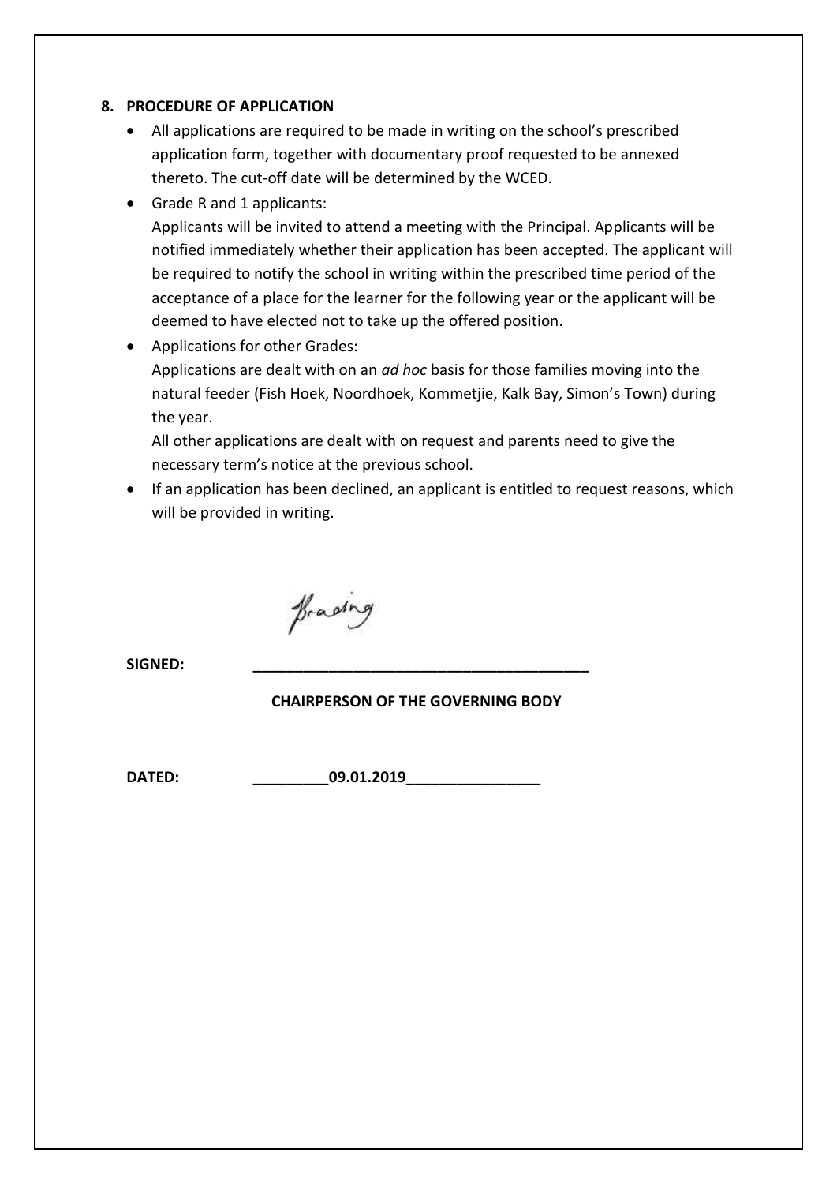## 8. PROCEDURE OF APPLICATION

- All applications are required to be made in writing on the school's prescribed application form, together with documentary proof requested to be annexed thereto. The cut-off date will be determined by the WCED.
- Grade R and 1 applicants:
  Applicants will be invited to attend a meeting with the Principal. Applicants will be notified immediately whether their application has been accepted. The applicant will be required to notify the school in writing within the prescribed time period of the acceptance of a place for the learner for the following year or the applicant will be deemed to have elected not to take up the offered position.
- Applications for other Grades:
  Applications are dealt with on an *ad hoc* basis for those families moving into the natural feeder (Fish Hoek, Noordhoek, Kommetjie, Kalk Bay, Simon's Town) during the year.
  All other applications are dealt with on request and parents need to give the necessary term's notice at the previous school.
- If an application has been declined, an applicant is entitled to request reasons, which will be provided in writing.

**SIGNED:** ________________________________________

**CHAIRPERSON OF THE GOVERNING BODY**

**DATED:** _________09.01.2019________________